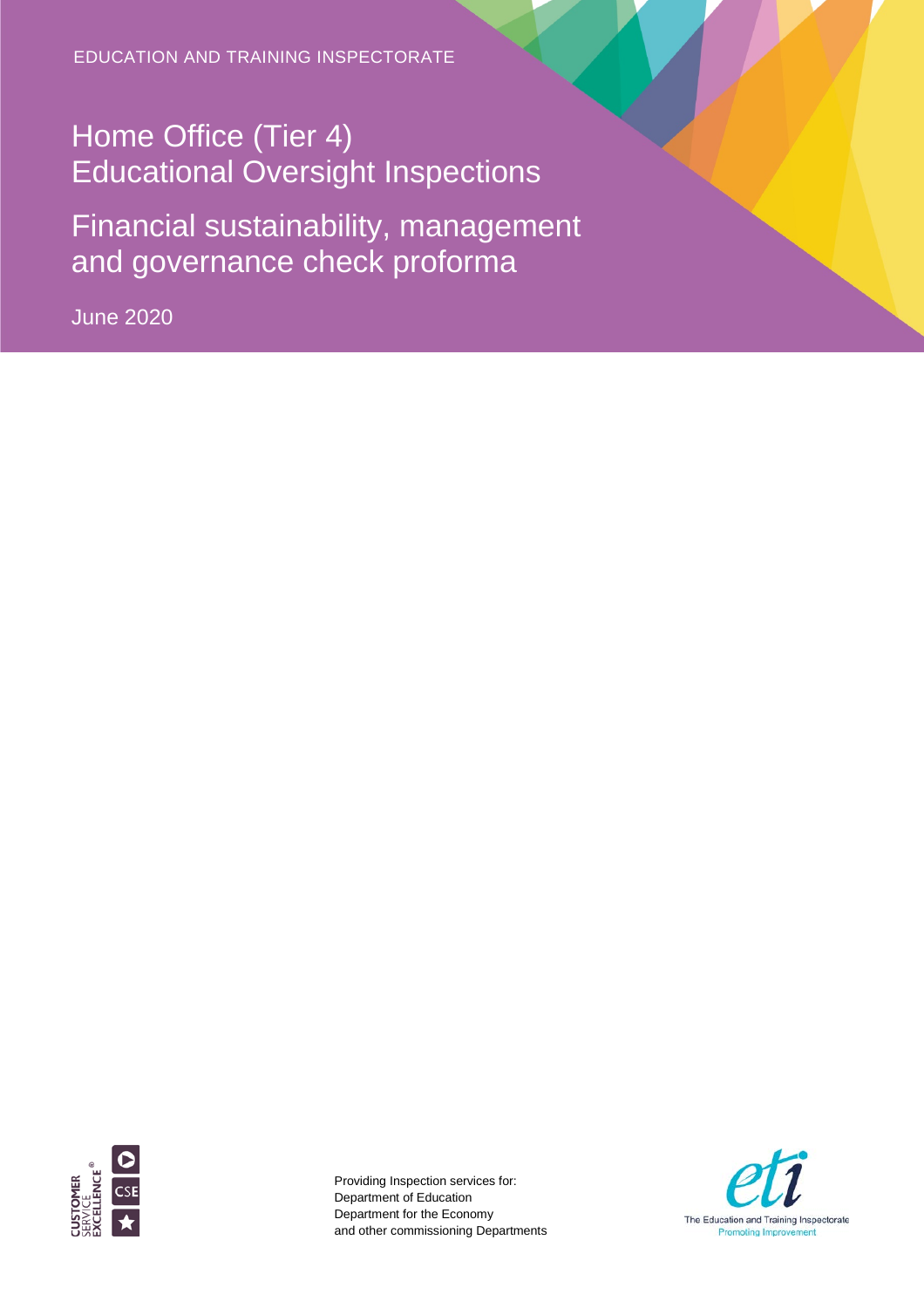EDUCATION AND TRAINING INSPECTORATE

# Home Office (Tier 4) Educational Oversight Inspections

## Financial sustainability, management and governance check proforma

June 2020

Providing Inspection services for:
Department of Education
Department for the Economy
and other commissioning Departments

The Education and Training Inspectorate
Promoting Improvement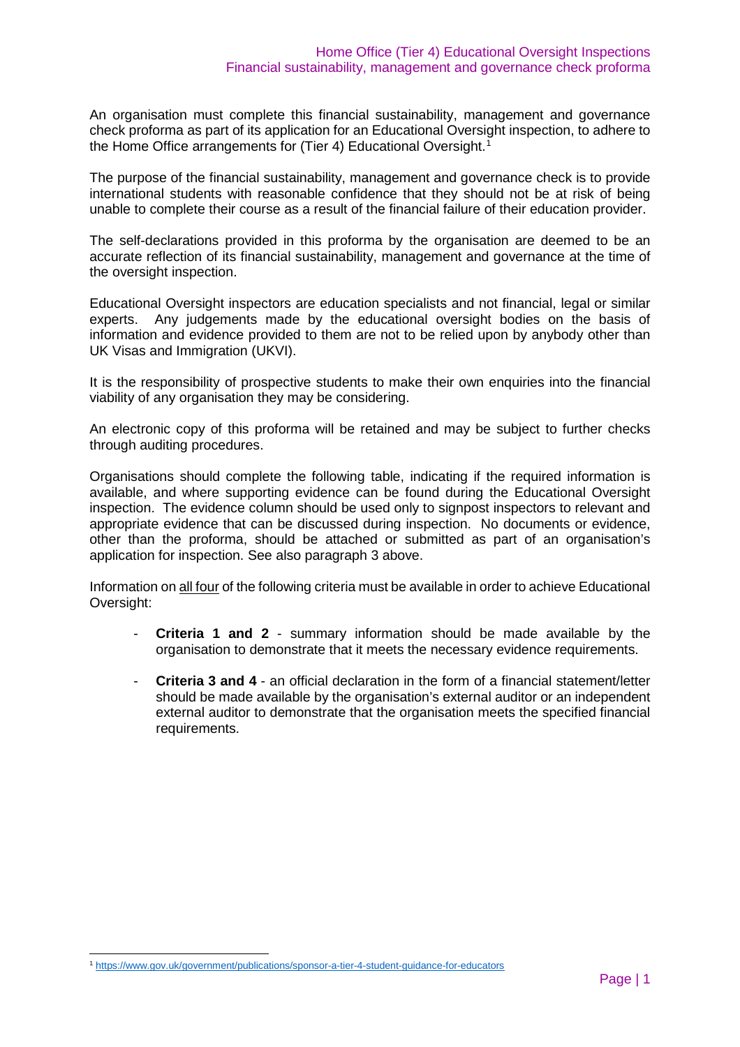An organisation must complete this financial sustainability, management and governance check proforma as part of its application for an Educational Oversight inspection, to adhere to the Home Office arrangements for (Tier 4) Educational Oversight.[1]

The purpose of the financial sustainability, management and governance check is to provide international students with reasonable confidence that they should not be at risk of being unable to complete their course as a result of the financial failure of their education provider.

The self-declarations provided in this proforma by the organisation are deemed to be an accurate reflection of its financial sustainability, management and governance at the time of the oversight inspection.

Educational Oversight inspectors are education specialists and not financial, legal or similar experts. Any judgements made by the educational oversight bodies on the basis of information and evidence provided to them are not to be relied upon by anybody other than UK Visas and Immigration (UKVI).

It is the responsibility of prospective students to make their own enquiries into the financial viability of any organisation they may be considering.

An electronic copy of this proforma will be retained and may be subject to further checks through auditing procedures.

Organisations should complete the following table, indicating if the required information is available, and where supporting evidence can be found during the Educational Oversight inspection. The evidence column should be used only to signpost inspectors to relevant and appropriate evidence that can be discussed during inspection. No documents or evidence, other than the proforma, should be attached or submitted as part of an organisation's application for inspection. See also paragraph 3 above.

Information on all four of the following criteria must be available in order to achieve Educational Oversight:

- **Criteria 1 and 2** - summary information should be made available by the organisation to demonstrate that it meets the necessary evidence requirements.
- **Criteria 3 and 4** - an official declaration in the form of a financial statement/letter should be made available by the organisation's external auditor or an independent external auditor to demonstrate that the organisation meets the specified financial requirements.

[1] https://www.gov.uk/government/publications/sponsor-a-tier-4-student-guidance-for-educators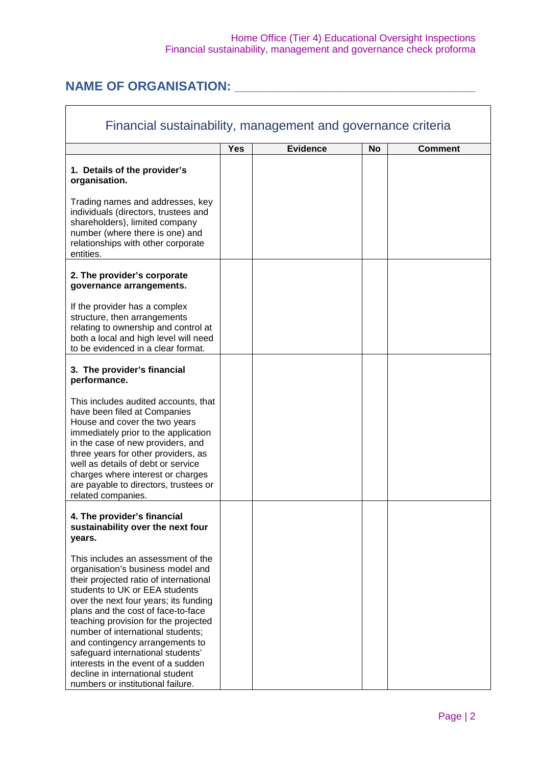## NAME OF ORGANISATION: ___________________________________

| Financial sustainability, management and governance criteria | | | | |
|---|---|---|---|---|
| | **Yes** | **Evidence** | **No** | **Comment** |
| **1. Details of the provider's organisation.** Trading names and addresses, key individuals (directors, trustees and shareholders), limited company number (where there is one) and relationships with other corporate entities. | | | | |
| **2. The provider's corporate governance arrangements.** If the provider has a complex structure, then arrangements relating to ownership and control at both a local and high level will need to be evidenced in a clear format. | | | | |
| **3. The provider's financial performance.** This includes audited accounts, that have been filed at Companies House and cover the two years immediately prior to the application in the case of new providers, and three years for other providers, as well as details of debt or service charges where interest or charges are payable to directors, trustees or related companies. | | | | |
| **4. The provider's financial sustainability over the next four years.** This includes an assessment of the organisation's business model and their projected ratio of international students to UK or EEA students over the next four years; its funding plans and the cost of face-to-face teaching provision for the projected number of international students; and contingency arrangements to safeguard international students' interests in the event of a sudden decline in international student numbers or institutional failure. | | | | |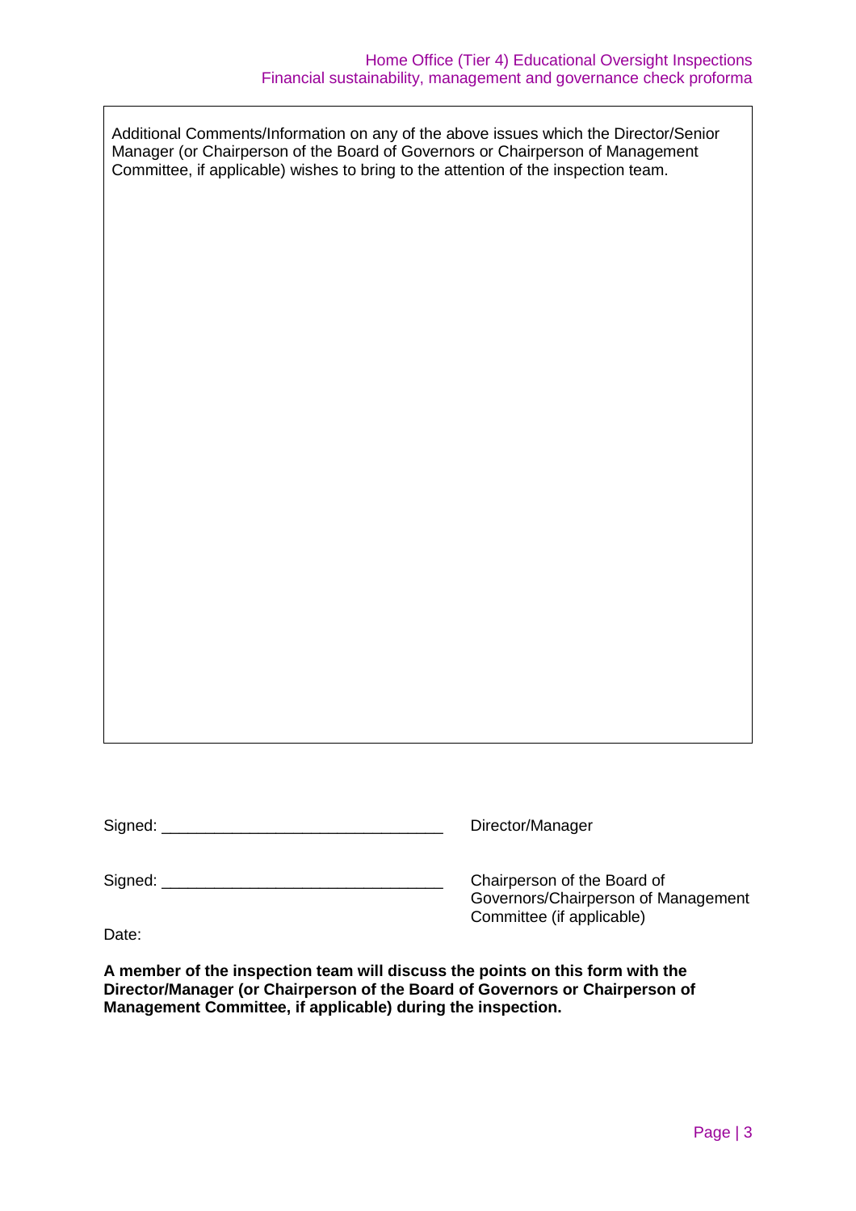Additional Comments/Information on any of the above issues which the Director/Senior Manager (or Chairperson of the Board of Governors or Chairperson of Management Committee, if applicable) wishes to bring to the attention of the inspection team.

| | |
|---|---|
| Signed: ________________________________ | Director/Manager |
| Signed: ________________________________ | Chairperson of the Board of Governors/Chairperson of Management Committee (if applicable) |

Date:

**A member of the inspection team will discuss the points on this form with the Director/Manager (or Chairperson of the Board of Governors or Chairperson of Management Committee, if applicable) during the inspection.**